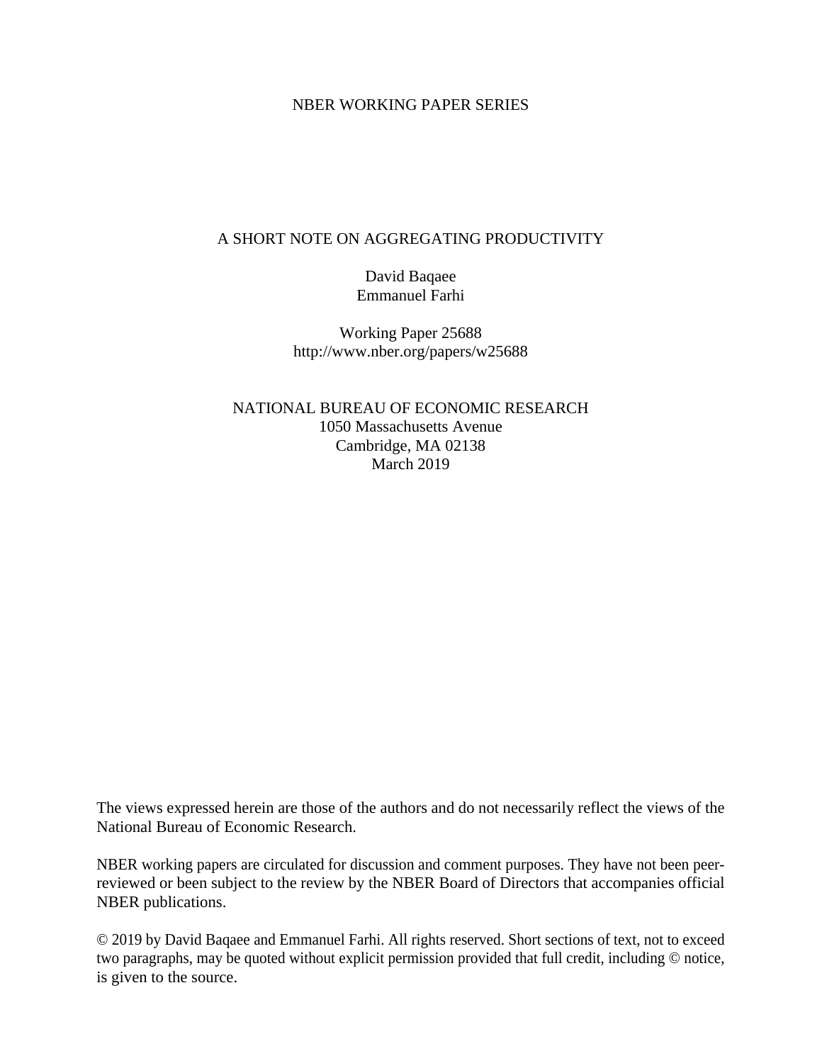NBER WORKING PAPER SERIES

# A SHORT NOTE ON AGGREGATING PRODUCTIVITY

David Baqaee
Emmanuel Farhi

Working Paper 25688
http://www.nber.org/papers/w25688

NATIONAL BUREAU OF ECONOMIC RESEARCH
1050 Massachusetts Avenue
Cambridge, MA 02138
March 2019

The views expressed herein are those of the authors and do not necessarily reflect the views of the National Bureau of Economic Research.

NBER working papers are circulated for discussion and comment purposes. They have not been peer-reviewed or been subject to the review by the NBER Board of Directors that accompanies official NBER publications.

© 2019 by David Baqaee and Emmanuel Farhi. All rights reserved. Short sections of text, not to exceed two paragraphs, may be quoted without explicit permission provided that full credit, including © notice, is given to the source.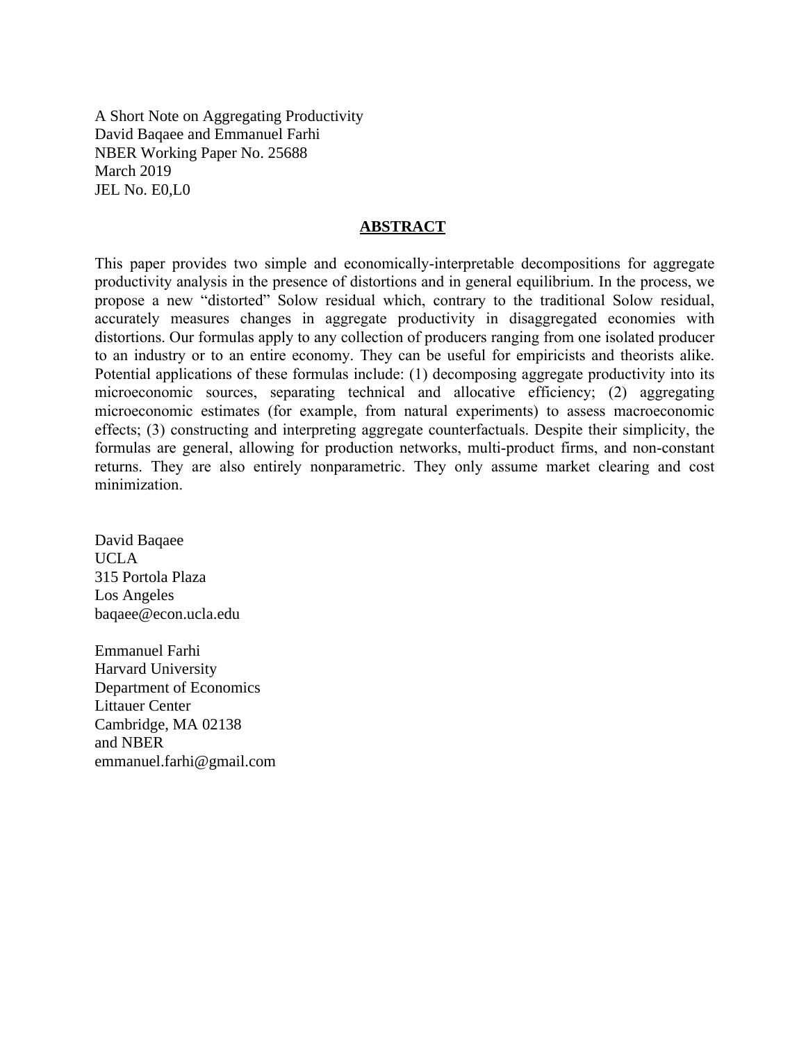A Short Note on Aggregating Productivity
David Baqaee and Emmanuel Farhi
NBER Working Paper No. 25688
March 2019
JEL No. E0,L0

## ABSTRACT

This paper provides two simple and economically-interpretable decompositions for aggregate productivity analysis in the presence of distortions and in general equilibrium. In the process, we propose a new "distorted" Solow residual which, contrary to the traditional Solow residual, accurately measures changes in aggregate productivity in disaggregated economies with distortions. Our formulas apply to any collection of producers ranging from one isolated producer to an industry or to an entire economy. They can be useful for empiricists and theorists alike. Potential applications of these formulas include: (1) decomposing aggregate productivity into its microeconomic sources, separating technical and allocative efficiency; (2) aggregating microeconomic estimates (for example, from natural experiments) to assess macroeconomic effects; (3) constructing and interpreting aggregate counterfactuals. Despite their simplicity, the formulas are general, allowing for production networks, multi-product firms, and non-constant returns. They are also entirely nonparametric. They only assume market clearing and cost minimization.

David Baqaee
UCLA
315 Portola Plaza
Los Angeles
baqaee@econ.ucla.edu

Emmanuel Farhi
Harvard University
Department of Economics
Littauer Center
Cambridge, MA 02138
and NBER
emmanuel.farhi@gmail.com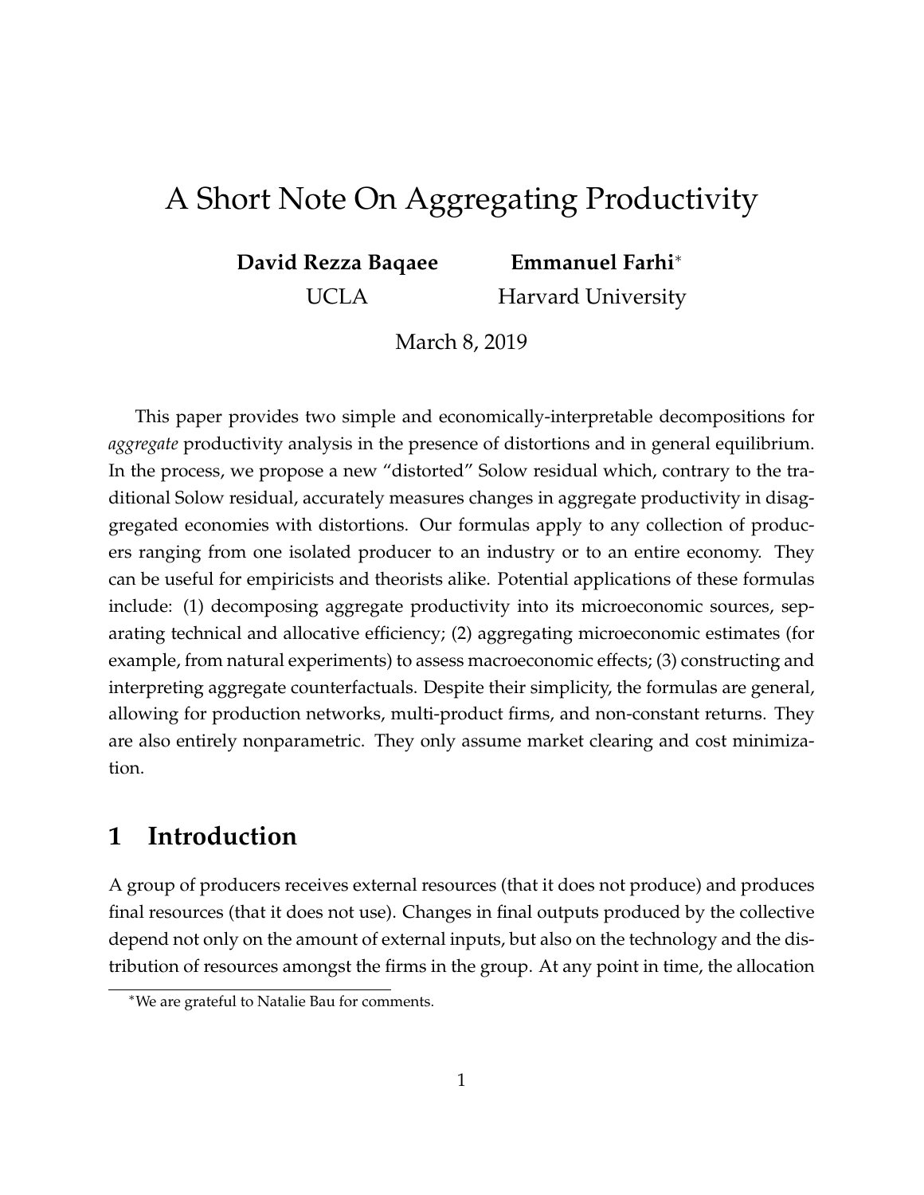# A Short Note On Aggregating Productivity

**David Rezza Baqaee** &emsp; **Emmanuel Farhi***

UCLA &emsp; Harvard University

March 8, 2019

This paper provides two simple and economically-interpretable decompositions for *aggregate* productivity analysis in the presence of distortions and in general equilibrium. In the process, we propose a new "distorted" Solow residual which, contrary to the traditional Solow residual, accurately measures changes in aggregate productivity in disaggregated economies with distortions. Our formulas apply to any collection of producers ranging from one isolated producer to an industry or to an entire economy. They can be useful for empiricists and theorists alike. Potential applications of these formulas include: (1) decomposing aggregate productivity into its microeconomic sources, separating technical and allocative efficiency; (2) aggregating microeconomic estimates (for example, from natural experiments) to assess macroeconomic effects; (3) constructing and interpreting aggregate counterfactuals. Despite their simplicity, the formulas are general, allowing for production networks, multi-product firms, and non-constant returns. They are also entirely nonparametric. They only assume market clearing and cost minimization.

## 1 Introduction

A group of producers receives external resources (that it does not produce) and produces final resources (that it does not use). Changes in final outputs produced by the collective depend not only on the amount of external inputs, but also on the technology and the distribution of resources amongst the firms in the group. At any point in time, the allocation

*We are grateful to Natalie Bau for comments.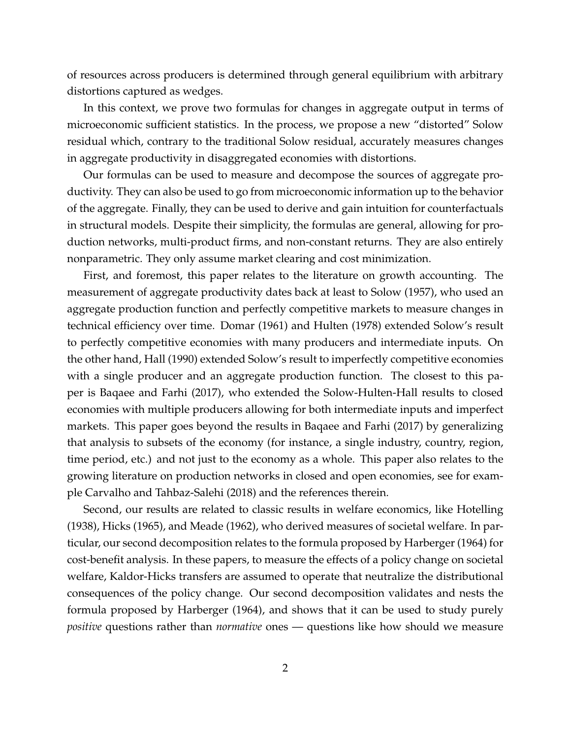of resources across producers is determined through general equilibrium with arbitrary distortions captured as wedges.

In this context, we prove two formulas for changes in aggregate output in terms of microeconomic sufficient statistics. In the process, we propose a new "distorted" Solow residual which, contrary to the traditional Solow residual, accurately measures changes in aggregate productivity in disaggregated economies with distortions.

Our formulas can be used to measure and decompose the sources of aggregate productivity. They can also be used to go from microeconomic information up to the behavior of the aggregate. Finally, they can be used to derive and gain intuition for counterfactuals in structural models. Despite their simplicity, the formulas are general, allowing for production networks, multi-product firms, and non-constant returns. They are also entirely nonparametric. They only assume market clearing and cost minimization.

First, and foremost, this paper relates to the literature on growth accounting. The measurement of aggregate productivity dates back at least to Solow (1957), who used an aggregate production function and perfectly competitive markets to measure changes in technical efficiency over time. Domar (1961) and Hulten (1978) extended Solow's result to perfectly competitive economies with many producers and intermediate inputs. On the other hand, Hall (1990) extended Solow's result to imperfectly competitive economies with a single producer and an aggregate production function. The closest to this paper is Baqaee and Farhi (2017), who extended the Solow-Hulten-Hall results to closed economies with multiple producers allowing for both intermediate inputs and imperfect markets. This paper goes beyond the results in Baqaee and Farhi (2017) by generalizing that analysis to subsets of the economy (for instance, a single industry, country, region, time period, etc.) and not just to the economy as a whole. This paper also relates to the growing literature on production networks in closed and open economies, see for example Carvalho and Tahbaz-Salehi (2018) and the references therein.

Second, our results are related to classic results in welfare economics, like Hotelling (1938), Hicks (1965), and Meade (1962), who derived measures of societal welfare. In particular, our second decomposition relates to the formula proposed by Harberger (1964) for cost-benefit analysis. In these papers, to measure the effects of a policy change on societal welfare, Kaldor-Hicks transfers are assumed to operate that neutralize the distributional consequences of the policy change. Our second decomposition validates and nests the formula proposed by Harberger (1964), and shows that it can be used to study purely *positive* questions rather than *normative* ones — questions like how should we measure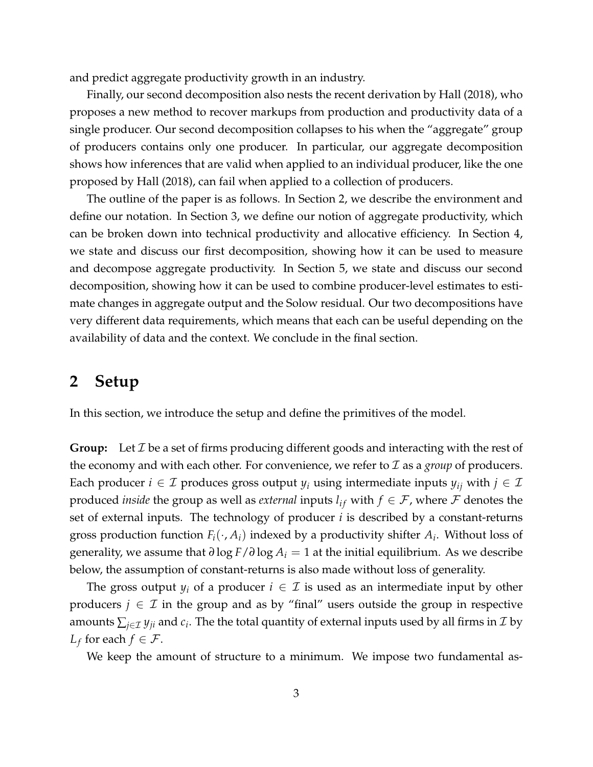and predict aggregate productivity growth in an industry.

Finally, our second decomposition also nests the recent derivation by Hall (2018), who proposes a new method to recover markups from production and productivity data of a single producer. Our second decomposition collapses to his when the "aggregate" group of producers contains only one producer. In particular, our aggregate decomposition shows how inferences that are valid when applied to an individual producer, like the one proposed by Hall (2018), can fail when applied to a collection of producers.

The outline of the paper is as follows. In Section 2, we describe the environment and define our notation. In Section 3, we define our notion of aggregate productivity, which can be broken down into technical productivity and allocative efficiency. In Section 4, we state and discuss our first decomposition, showing how it can be used to measure and decompose aggregate productivity. In Section 5, we state and discuss our second decomposition, showing how it can be used to combine producer-level estimates to estimate changes in aggregate output and the Solow residual. Our two decompositions have very different data requirements, which means that each can be useful depending on the availability of data and the context. We conclude in the final section.

## 2 Setup

In this section, we introduce the setup and define the primitives of the model.

**Group:** Let $\mathcal{I}$ be a set of firms producing different goods and interacting with the rest of the economy and with each other. For convenience, we refer to $\mathcal{I}$ as a *group* of producers. Each producer $i \in \mathcal{I}$ produces gross output $y_i$ using intermediate inputs $y_{ij}$ with $j \in \mathcal{I}$ produced *inside* the group as well as *external* inputs $l_{if}$ with $f \in \mathcal{F}$, where $\mathcal{F}$ denotes the set of external inputs. The technology of producer $i$ is described by a constant-returns gross production function $F_i(\cdot, A_i)$ indexed by a productivity shifter $A_i$. Without loss of generality, we assume that $\partial \log F / \partial \log A_i = 1$ at the initial equilibrium. As we describe below, the assumption of constant-returns is also made without loss of generality.

The gross output $y_i$ of a producer $i \in \mathcal{I}$ is used as an intermediate input by other producers $j \in \mathcal{I}$ in the group and as by "final" users outside the group in respective amounts $\sum_{j \in \mathcal{I}} y_{ji}$ and $c_i$. The the total quantity of external inputs used by all firms in $\mathcal{I}$ by $L_f$ for each $f \in \mathcal{F}$.

We keep the amount of structure to a minimum. We impose two fundamental as-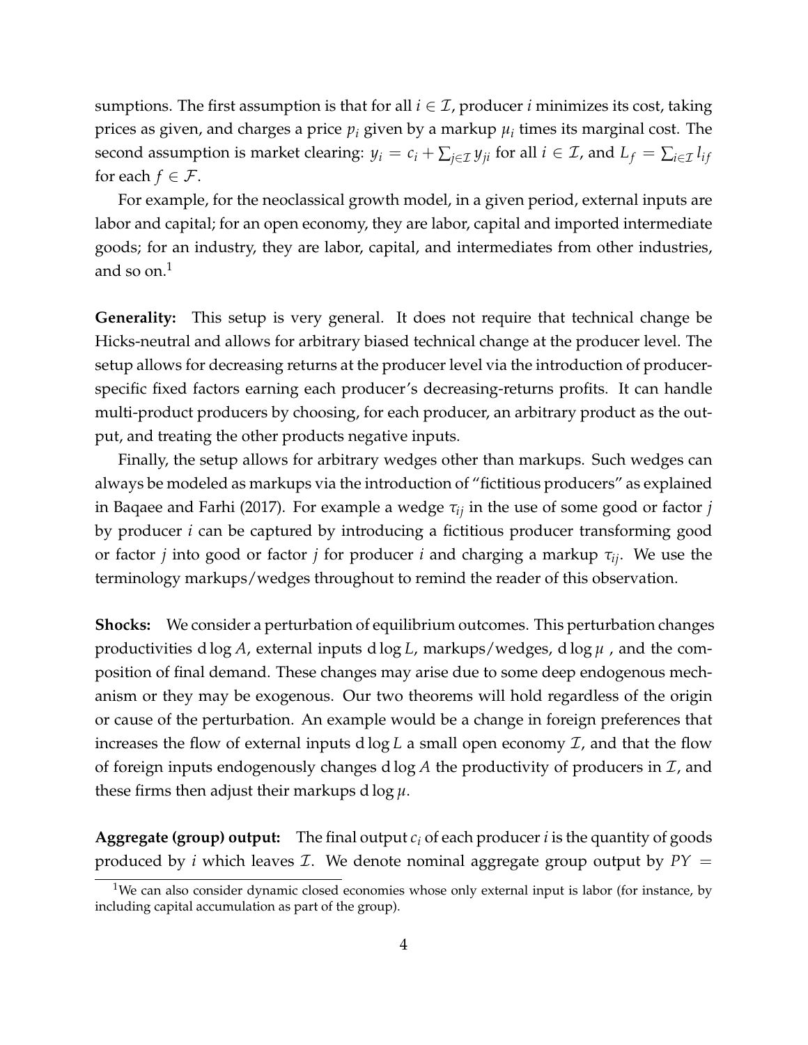sumptions. The first assumption is that for all $i \in \mathcal{I}$, producer $i$ minimizes its cost, taking prices as given, and charges a price $p_i$ given by a markup $\mu_i$ times its marginal cost. The second assumption is market clearing: $y_i = c_i + \sum_{j \in \mathcal{I}} y_{ji}$ for all $i \in \mathcal{I}$, and $L_f = \sum_{i \in \mathcal{I}} l_{if}$ for each $f \in \mathcal{F}$.

For example, for the neoclassical growth model, in a given period, external inputs are labor and capital; for an open economy, they are labor, capital and imported intermediate goods; for an industry, they are labor, capital, and intermediates from other industries, and so on.[1]

**Generality:** This setup is very general. It does not require that technical change be Hicks-neutral and allows for arbitrary biased technical change at the producer level. The setup allows for decreasing returns at the producer level via the introduction of producer-specific fixed factors earning each producer's decreasing-returns profits. It can handle multi-product producers by choosing, for each producer, an arbitrary product as the output, and treating the other products negative inputs.

Finally, the setup allows for arbitrary wedges other than markups. Such wedges can always be modeled as markups via the introduction of "fictitious producers" as explained in Baqaee and Farhi (2017). For example a wedge $\tau_{ij}$ in the use of some good or factor $j$ by producer $i$ can be captured by introducing a fictitious producer transforming good or factor $j$ into good or factor $j$ for producer $i$ and charging a markup $\tau_{ij}$. We use the terminology markups/wedges throughout to remind the reader of this observation.

**Shocks:** We consider a perturbation of equilibrium outcomes. This perturbation changes productivities $\mathrm{d}\log A$, external inputs $\mathrm{d}\log L$, markups/wedges, $\mathrm{d}\log \mu$ , and the composition of final demand. These changes may arise due to some deep endogenous mechanism or they may be exogenous. Our two theorems will hold regardless of the origin or cause of the perturbation. An example would be a change in foreign preferences that increases the flow of external inputs $\mathrm{d}\log L$ a small open economy $\mathcal{I}$, and that the flow of foreign inputs endogenously changes $\mathrm{d}\log A$ the productivity of producers in $\mathcal{I}$, and these firms then adjust their markups $\mathrm{d}\log \mu$.

**Aggregate (group) output:** The final output $c_i$ of each producer $i$ is the quantity of goods produced by $i$ which leaves $\mathcal{I}$. We denote nominal aggregate group output by $PY =$

[1] We can also consider dynamic closed economies whose only external input is labor (for instance, by including capital accumulation as part of the group).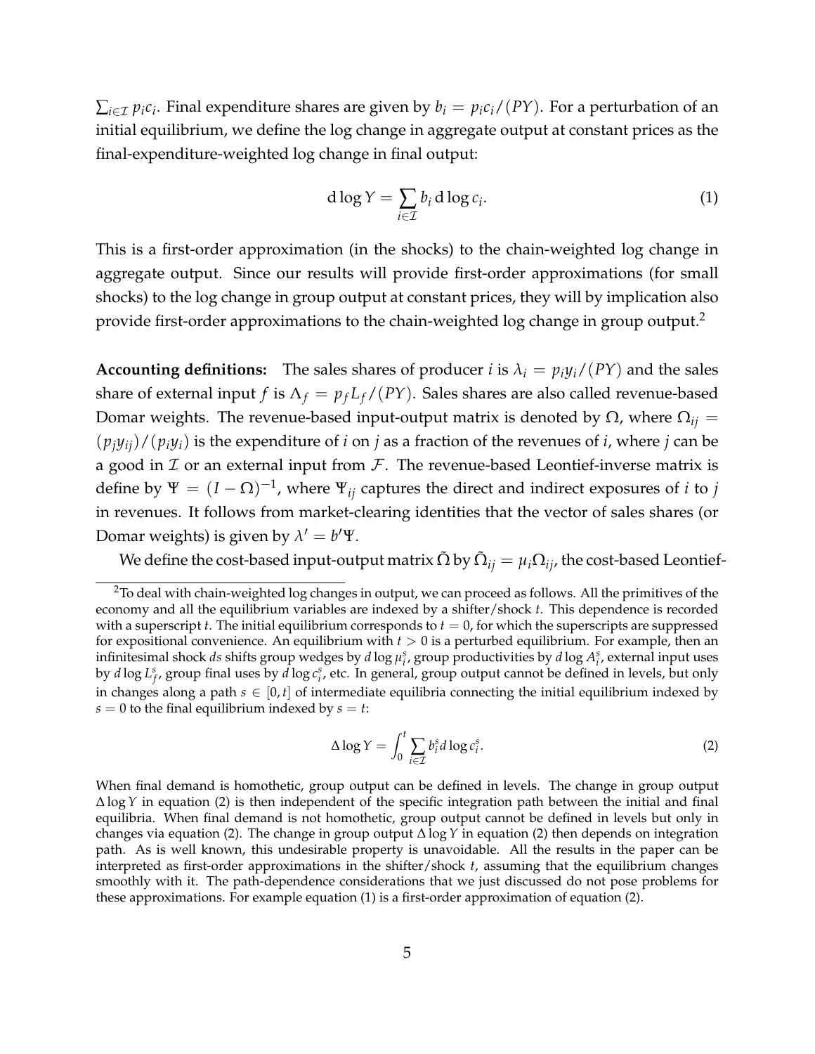$\sum_{i\in\mathcal{I}} p_i c_i$. Final expenditure shares are given by $b_i = p_i c_i/(PY)$. For a perturbation of an initial equilibrium, we define the log change in aggregate output at constant prices as the final-expenditure-weighted log change in final output:

$$\mathrm{d}\log Y = \sum_{i\in\mathcal{I}} b_i \,\mathrm{d}\log c_i. \tag{1}$$

This is a first-order approximation (in the shocks) to the chain-weighted log change in aggregate output. Since our results will provide first-order approximations (for small shocks) to the log change in group output at constant prices, they will by implication also provide first-order approximations to the chain-weighted log change in group output.[2]

**Accounting definitions:** The sales shares of producer $i$ is $\lambda_i = p_i y_i/(PY)$ and the sales share of external input $f$ is $\Lambda_f = p_f L_f/(PY)$. Sales shares are also called revenue-based Domar weights. The revenue-based input-output matrix is denoted by $\Omega$, where $\Omega_{ij} = (p_j y_{ij})/(p_i y_i)$ is the expenditure of $i$ on $j$ as a fraction of the revenues of $i$, where $j$ can be a good in $\mathcal{I}$ or an external input from $\mathcal{F}$. The revenue-based Leontief-inverse matrix is define by $\Psi = (I-\Omega)^{-1}$, where $\Psi_{ij}$ captures the direct and indirect exposures of $i$ to $j$ in revenues. It follows from market-clearing identities that the vector of sales shares (or Domar weights) is given by $\lambda' = b'\Psi$.

We define the cost-based input-output matrix $\tilde{\Omega}$ by $\tilde{\Omega}_{ij} = \mu_i \Omega_{ij}$, the cost-based Leontief-

[2] To deal with chain-weighted log changes in output, we can proceed as follows. All the primitives of the economy and all the equilibrium variables are indexed by a shifter/shock $t$. This dependence is recorded with a superscript $t$. The initial equilibrium corresponds to $t = 0$, for which the superscripts are suppressed for expositional convenience. An equilibrium with $t > 0$ is a perturbed equilibrium. For example, then an infinitesimal shock $ds$ shifts group wedges by $d\log\mu_i^s$, group productivities by $d\log A_i^s$, external input uses by $d\log L_f^s$, group final uses by $d\log c_i^s$, etc. In general, group output cannot be defined in levels, but only in changes along a path $s \in [0, t]$ of intermediate equilibria connecting the initial equilibrium indexed by $s = 0$ to the final equilibrium indexed by $s = t$:

$$\Delta\log Y = \int_0^t \sum_{i\in\mathcal{I}} b_i^s d\log c_i^s. \tag{2}$$

When final demand is homothetic, group output can be defined in levels. The change in group output $\Delta\log Y$ in equation (2) is then independent of the specific integration path between the initial and final equilibria. When final demand is not homothetic, group output cannot be defined in levels but only in changes via equation (2). The change in group output $\Delta\log Y$ in equation (2) then depends on integration path. As is well known, this undesirable property is unavoidable. All the results in the paper can be interpreted as first-order approximations in the shifter/shock $t$, assuming that the equilibrium changes smoothly with it. The path-dependence considerations that we just discussed do not pose problems for these approximations. For example equation (1) is a first-order approximation of equation (2).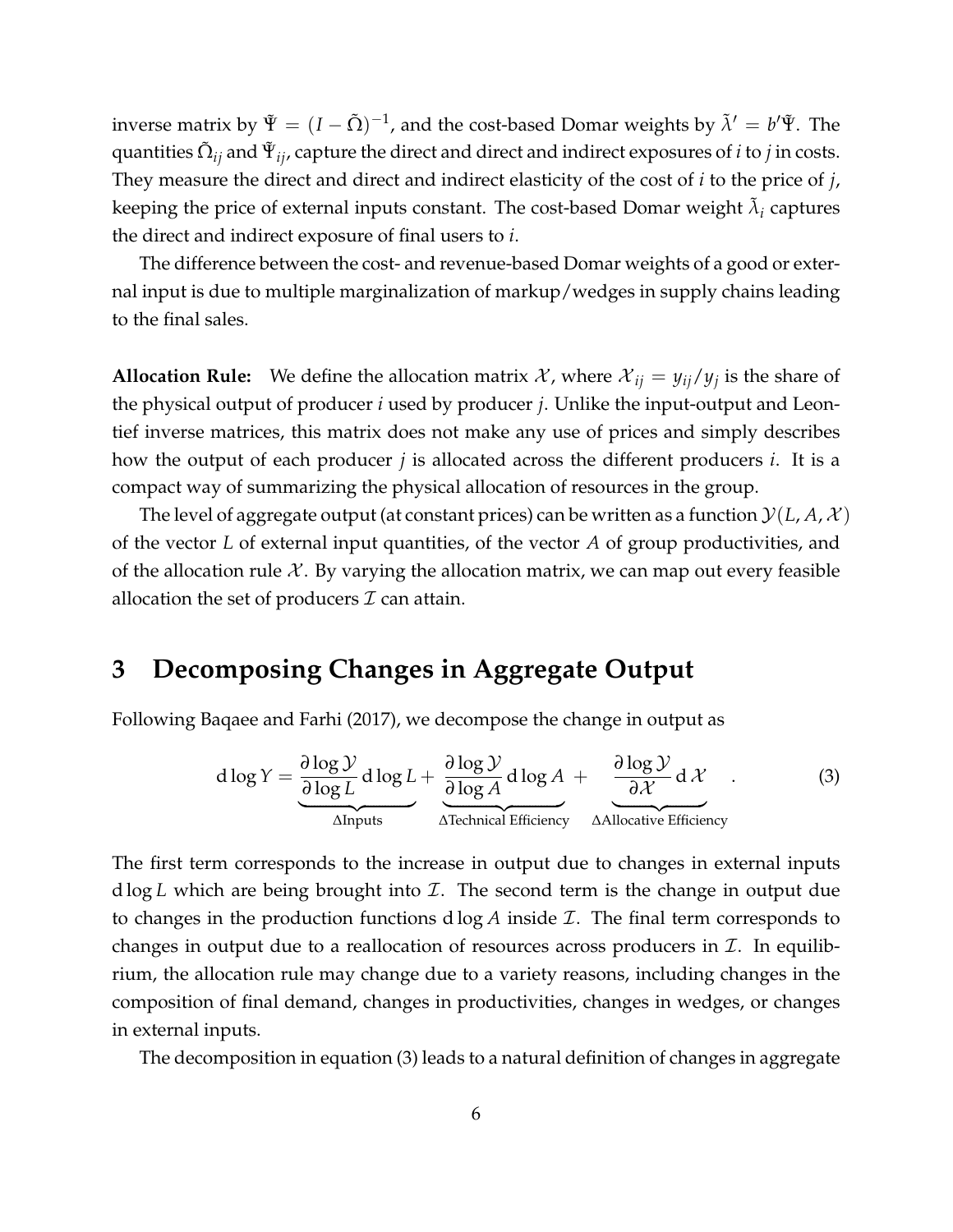inverse matrix by $\tilde{\Psi} = (I - \tilde{\Omega})^{-1}$, and the cost-based Domar weights by $\tilde{\lambda}' = b'\tilde{\Psi}$. The quantities $\tilde{\Omega}_{ij}$ and $\tilde{\Psi}_{ij}$, capture the direct and direct and indirect exposures of $i$ to $j$ in costs. They measure the direct and direct and indirect elasticity of the cost of $i$ to the price of $j$, keeping the price of external inputs constant. The cost-based Domar weight $\tilde{\lambda}_i$ captures the direct and indirect exposure of final users to $i$.

The difference between the cost- and revenue-based Domar weights of a good or external input is due to multiple marginalization of markup/wedges in supply chains leading to the final sales.

**Allocation Rule:** We define the allocation matrix $\mathcal{X}$, where $\mathcal{X}_{ij} = y_{ij}/y_j$ is the share of the physical output of producer $i$ used by producer $j$. Unlike the input-output and Leontief inverse matrices, this matrix does not make any use of prices and simply describes how the output of each producer $j$ is allocated across the different producers $i$. It is a compact way of summarizing the physical allocation of resources in the group.

The level of aggregate output (at constant prices) can be written as a function $\mathcal{Y}(L, A, \mathcal{X})$ of the vector $L$ of external input quantities, of the vector $A$ of group productivities, and of the allocation rule $\mathcal{X}$. By varying the allocation matrix, we can map out every feasible allocation the set of producers $\mathcal{I}$ can attain.

# 3 Decomposing Changes in Aggregate Output

Following Baqaee and Farhi (2017), we decompose the change in output as

$$\mathrm{d}\log Y = \underbrace{\frac{\partial \log \mathcal{Y}}{\partial \log L}\,\mathrm{d}\log L}_{\Delta\text{Inputs}} + \underbrace{\frac{\partial \log \mathcal{Y}}{\partial \log A}\,\mathrm{d}\log A}_{\Delta\text{Technical Efficiency}} + \underbrace{\frac{\partial \log \mathcal{Y}}{\partial \mathcal{X}}\,\mathrm{d}\,\mathcal{X}}_{\Delta\text{Allocative Efficiency}} . \tag{3}$$

The first term corresponds to the increase in output due to changes in external inputs $\mathrm{d}\log L$ which are being brought into $\mathcal{I}$. The second term is the change in output due to changes in the production functions $\mathrm{d}\log A$ inside $\mathcal{I}$. The final term corresponds to changes in output due to a reallocation of resources across producers in $\mathcal{I}$. In equilibrium, the allocation rule may change due to a variety reasons, including changes in the composition of final demand, changes in productivities, changes in wedges, or changes in external inputs.

The decomposition in equation (3) leads to a natural definition of changes in aggregate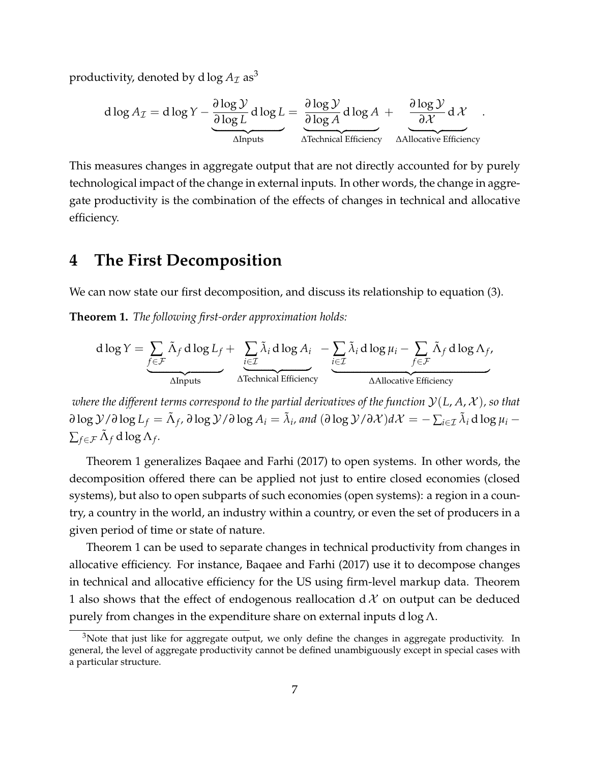productivity, denoted by $\mathrm{d}\log A_{\mathcal{I}}$ as[3]

$$
\mathrm{d}\log A_{\mathcal{I}} = \mathrm{d}\log Y - \underbrace{\frac{\partial \log \mathcal{Y}}{\partial \log L}\mathrm{d}\log L}_{\Delta\text{Inputs}} = \underbrace{\frac{\partial \log \mathcal{Y}}{\partial \log A}\mathrm{d}\log A}_{\Delta\text{Technical Efficiency}} + \underbrace{\frac{\partial \log \mathcal{Y}}{\partial \mathcal{X}}\mathrm{d}\,\mathcal{X}}_{\Delta\text{Allocative Efficiency}} .
$$

This measures changes in aggregate output that are not directly accounted for by purely technological impact of the change in external inputs. In other words, the change in aggregate productivity is the combination of the effects of changes in technical and allocative efficiency.

# 4 The First Decomposition

We can now state our first decomposition, and discuss its relationship to equation (3).

**Theorem 1.** *The following first-order approximation holds:*

$$
\mathrm{d}\log Y = \underbrace{\sum_{f\in\mathcal{F}}\tilde{\Lambda}_f\,\mathrm{d}\log L_f}_{\Delta\text{Inputs}} + \underbrace{\sum_{i\in\mathcal{I}}\tilde{\lambda}_i\,\mathrm{d}\log A_i}_{\Delta\text{Technical Efficiency}} \underbrace{-\sum_{i\in\mathcal{I}}\tilde{\lambda}_i\,\mathrm{d}\log\mu_i - \sum_{f\in\mathcal{F}}\tilde{\Lambda}_f\,\mathrm{d}\log\Lambda_f}_{\Delta\text{Allocative Efficiency}},
$$

*where the different terms correspond to the partial derivatives of the function $\mathcal{Y}(L, A, \mathcal{X})$, so that $\partial\log\mathcal{Y}/\partial\log L_f = \tilde{\Lambda}_f$, $\partial\log\mathcal{Y}/\partial\log A_i = \tilde{\lambda}_i$, and $(\partial\log\mathcal{Y}/\partial\mathcal{X})d\mathcal{X} = -\sum_{i\in\mathcal{I}}\tilde{\lambda}_i\,\mathrm{d}\log\mu_i - \sum_{f\in\mathcal{F}}\tilde{\Lambda}_f\,\mathrm{d}\log\Lambda_f$.*

Theorem 1 generalizes Baqaee and Farhi (2017) to open systems. In other words, the decomposition offered there can be applied not just to entire closed economies (closed systems), but also to open subparts of such economies (open systems): a region in a country, a country in the world, an industry within a country, or even the set of producers in a given period of time or state of nature.

Theorem 1 can be used to separate changes in technical productivity from changes in allocative efficiency. For instance, Baqaee and Farhi (2017) use it to decompose changes in technical and allocative efficiency for the US using firm-level markup data. Theorem 1 also shows that the effect of endogenous reallocation $\mathrm{d}\,\mathcal{X}$ on output can be deduced purely from changes in the expenditure share on external inputs $\mathrm{d}\log\Lambda$.

[3] Note that just like for aggregate output, we only define the changes in aggregate productivity. In general, the level of aggregate productivity cannot be defined unambiguously except in special cases with a particular structure.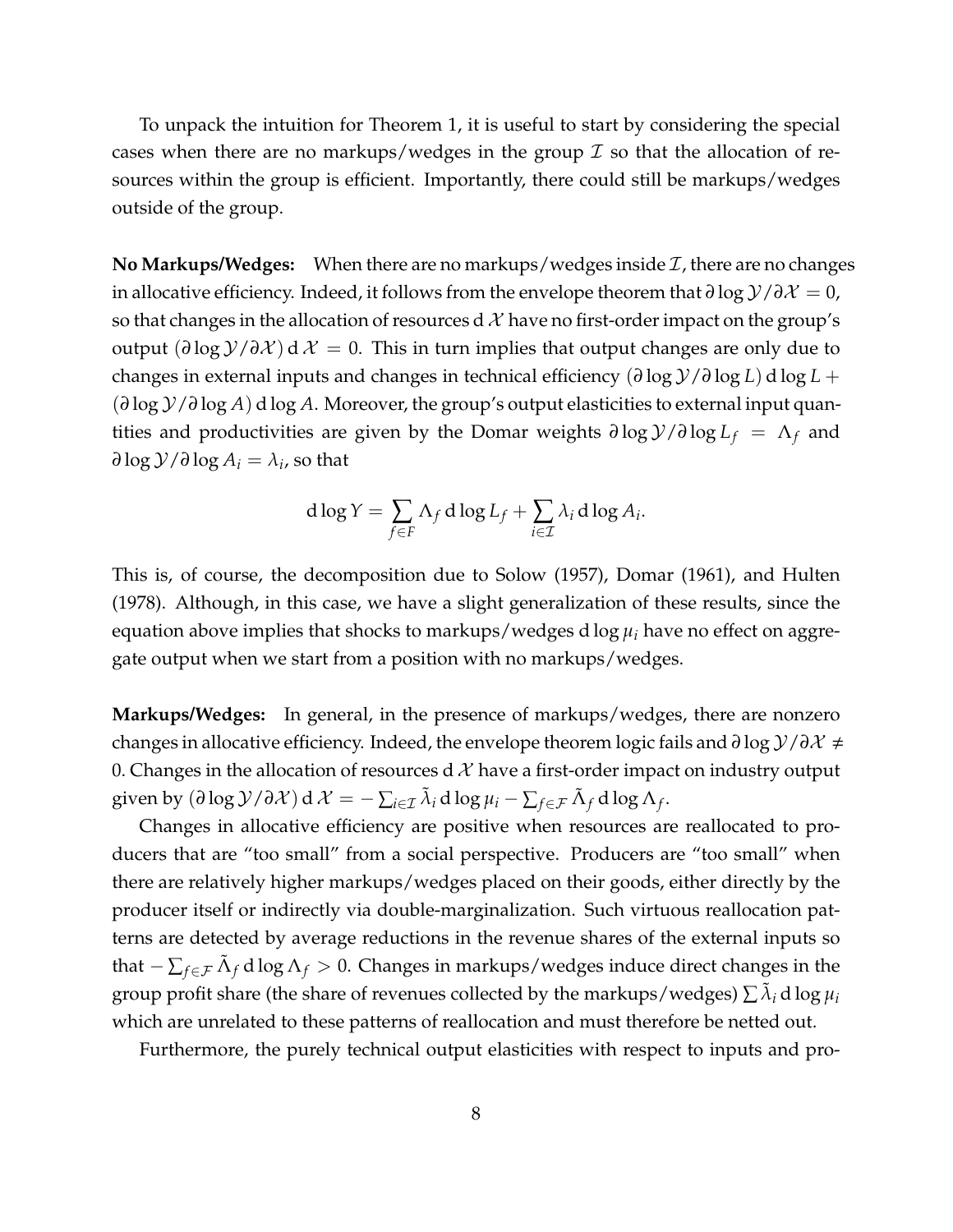To unpack the intuition for Theorem 1, it is useful to start by considering the special cases when there are no markups/wedges in the group $\mathcal{I}$ so that the allocation of resources within the group is efficient. Importantly, there could still be markups/wedges outside of the group.

**No Markups/Wedges:** When there are no markups/wedges inside $\mathcal{I}$, there are no changes in allocative efficiency. Indeed, it follows from the envelope theorem that $\partial \log \mathcal{Y}/\partial \mathcal{X} = 0$, so that changes in the allocation of resources $\mathrm{d}\,\mathcal{X}$ have no first-order impact on the group's output $(\partial \log \mathcal{Y}/\partial \mathcal{X})\,\mathrm{d}\,\mathcal{X} = 0$. This in turn implies that output changes are only due to changes in external inputs and changes in technical efficiency $(\partial \log \mathcal{Y}/\partial \log L)\,\mathrm{d}\log L + (\partial \log \mathcal{Y}/\partial \log A)\,\mathrm{d}\log A$. Moreover, the group's output elasticities to external input quantities and productivities are given by the Domar weights $\partial \log \mathcal{Y}/\partial \log L_f = \Lambda_f$ and $\partial \log \mathcal{Y}/\partial \log A_i = \lambda_i$, so that

$$\mathrm{d}\log Y = \sum_{f \in F} \Lambda_f \,\mathrm{d}\log L_f + \sum_{i \in \mathcal{I}} \lambda_i \,\mathrm{d}\log A_i.$$

This is, of course, the decomposition due to Solow (1957), Domar (1961), and Hulten (1978). Although, in this case, we have a slight generalization of these results, since the equation above implies that shocks to markups/wedges $\mathrm{d}\log \mu_i$ have no effect on aggregate output when we start from a position with no markups/wedges.

**Markups/Wedges:** In general, in the presence of markups/wedges, there are nonzero changes in allocative efficiency. Indeed, the envelope theorem logic fails and $\partial \log \mathcal{Y}/\partial \mathcal{X} \neq 0$. Changes in the allocation of resources $\mathrm{d}\,\mathcal{X}$ have a first-order impact on industry output given by $(\partial \log \mathcal{Y}/\partial \mathcal{X})\,\mathrm{d}\,\mathcal{X} = -\sum_{i \in \mathcal{I}} \tilde{\lambda}_i \,\mathrm{d}\log \mu_i - \sum_{f \in \mathcal{F}} \tilde{\Lambda}_f \,\mathrm{d}\log \Lambda_f$.

Changes in allocative efficiency are positive when resources are reallocated to producers that are "too small" from a social perspective. Producers are "too small" when there are relatively higher markups/wedges placed on their goods, either directly by the producer itself or indirectly via double-marginalization. Such virtuous reallocation patterns are detected by average reductions in the revenue shares of the external inputs so that $-\sum_{f \in \mathcal{F}} \tilde{\Lambda}_f \,\mathrm{d}\log \Lambda_f > 0$. Changes in markups/wedges induce direct changes in the group profit share (the share of revenues collected by the markups/wedges) $\sum \tilde{\lambda}_i \,\mathrm{d}\log \mu_i$ which are unrelated to these patterns of reallocation and must therefore be netted out.

Furthermore, the purely technical output elasticities with respect to inputs and pro-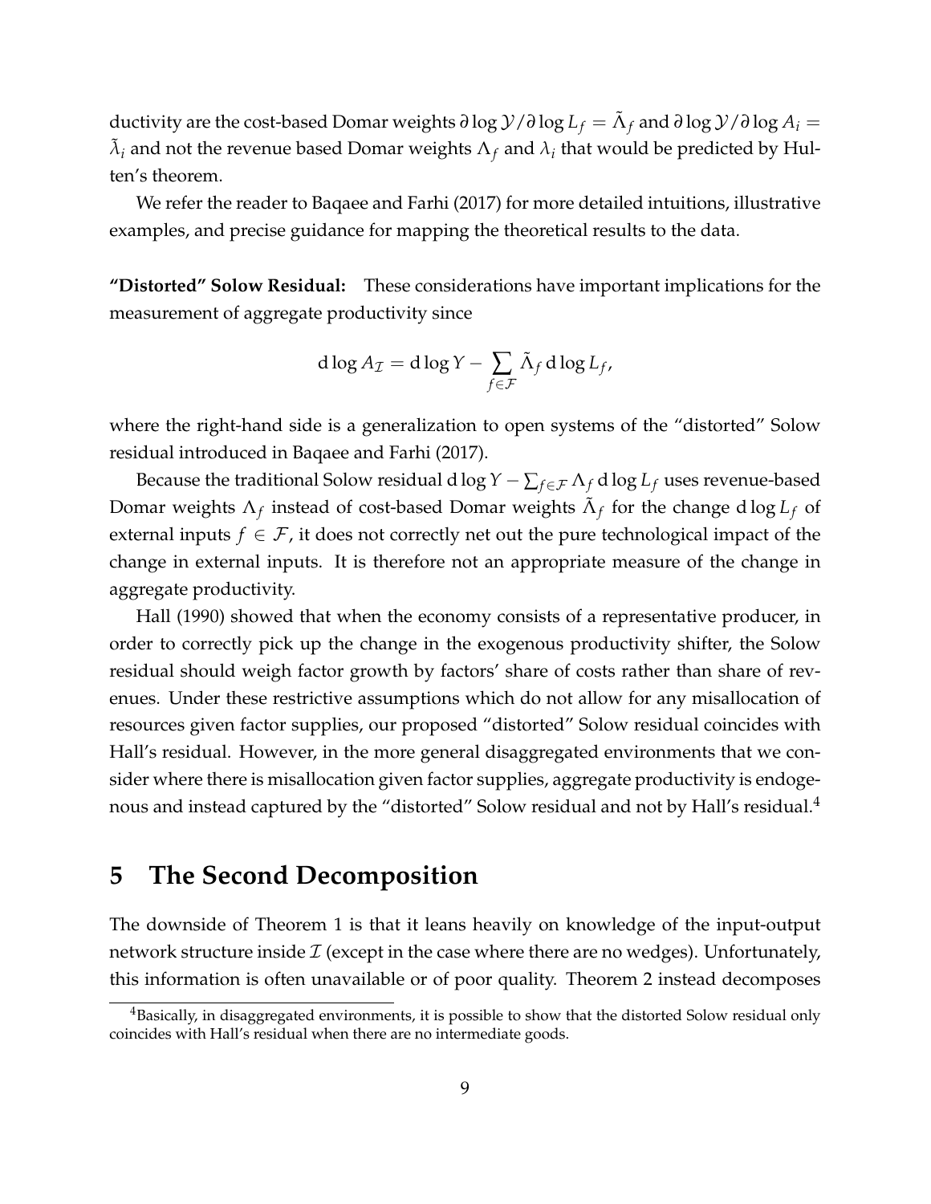ductivity are the cost-based Domar weights $\partial \log \mathcal{Y} / \partial \log L_f = \tilde{\Lambda}_f$ and $\partial \log \mathcal{Y} / \partial \log A_i = \tilde{\lambda}_i$ and not the revenue based Domar weights $\Lambda_f$ and $\lambda_i$ that would be predicted by Hulten's theorem.

We refer the reader to Baqaee and Farhi (2017) for more detailed intuitions, illustrative examples, and precise guidance for mapping the theoretical results to the data.

**"Distorted" Solow Residual:** These considerations have important implications for the measurement of aggregate productivity since

$$\mathrm{d}\log A_{\mathcal{I}} = \mathrm{d}\log Y - \sum_{f \in \mathcal{F}} \tilde{\Lambda}_f \, \mathrm{d}\log L_f,$$

where the right-hand side is a generalization to open systems of the "distorted" Solow residual introduced in Baqaee and Farhi (2017).

Because the traditional Solow residual $\mathrm{d}\log Y - \sum_{f \in \mathcal{F}} \Lambda_f \, \mathrm{d}\log L_f$ uses revenue-based Domar weights $\Lambda_f$ instead of cost-based Domar weights $\tilde{\Lambda}_f$ for the change $\mathrm{d}\log L_f$ of external inputs $f \in \mathcal{F}$, it does not correctly net out the pure technological impact of the change in external inputs. It is therefore not an appropriate measure of the change in aggregate productivity.

Hall (1990) showed that when the economy consists of a representative producer, in order to correctly pick up the change in the exogenous productivity shifter, the Solow residual should weigh factor growth by factors' share of costs rather than share of revenues. Under these restrictive assumptions which do not allow for any misallocation of resources given factor supplies, our proposed "distorted" Solow residual coincides with Hall's residual. However, in the more general disaggregated environments that we consider where there is misallocation given factor supplies, aggregate productivity is endogenous and instead captured by the "distorted" Solow residual and not by Hall's residual.[4]

## 5 The Second Decomposition

The downside of Theorem 1 is that it leans heavily on knowledge of the input-output network structure inside $\mathcal{I}$ (except in the case where there are no wedges). Unfortunately, this information is often unavailable or of poor quality. Theorem 2 instead decomposes

[4]Basically, in disaggregated environments, it is possible to show that the distorted Solow residual only coincides with Hall's residual when there are no intermediate goods.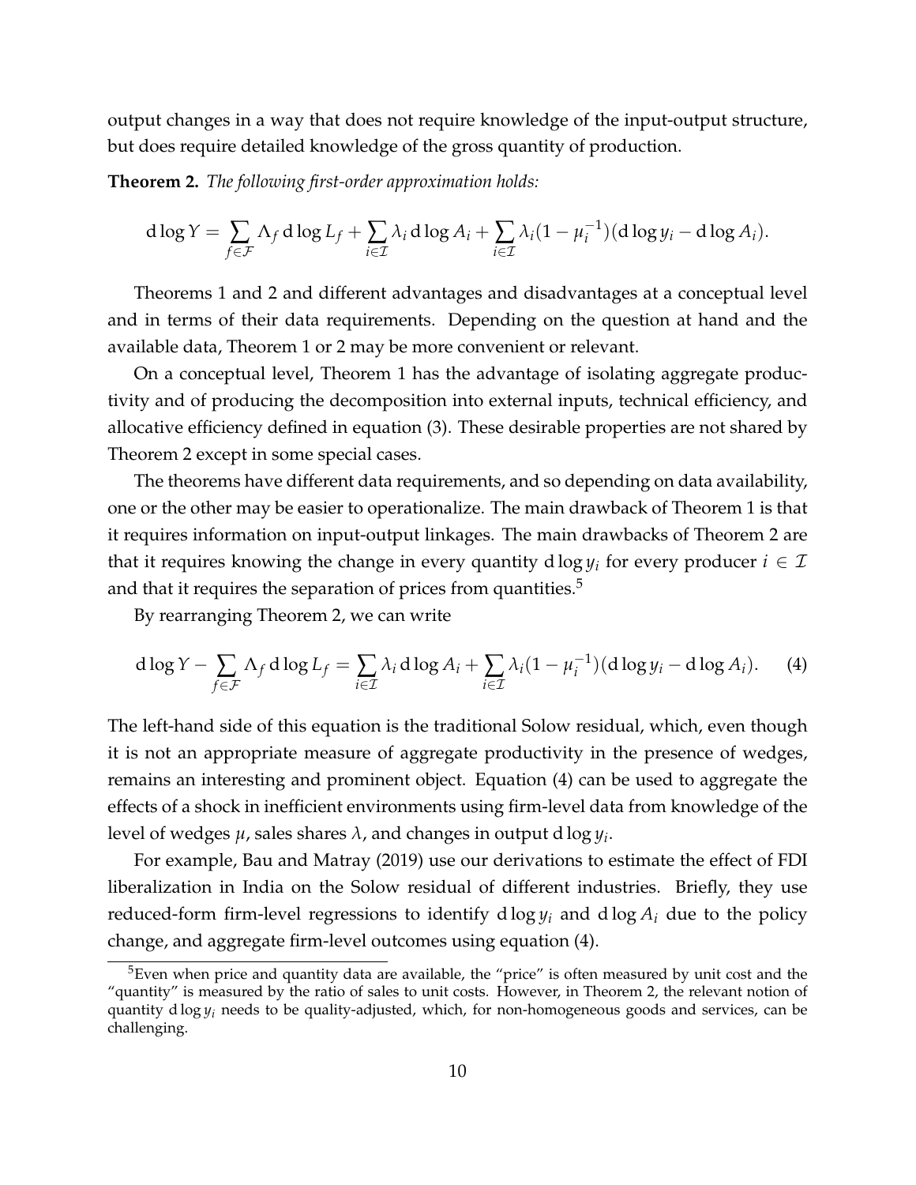output changes in a way that does not require knowledge of the input-output structure, but does require detailed knowledge of the gross quantity of production.

**Theorem 2.** *The following first-order approximation holds:*

$$\mathrm{d}\log Y = \sum_{f \in \mathcal{F}} \Lambda_f \,\mathrm{d}\log L_f + \sum_{i \in \mathcal{I}} \lambda_i \,\mathrm{d}\log A_i + \sum_{i \in \mathcal{I}} \lambda_i (1 - \mu_i^{-1})(\mathrm{d}\log y_i - \mathrm{d}\log A_i).$$

Theorems 1 and 2 and different advantages and disadvantages at a conceptual level and in terms of their data requirements. Depending on the question at hand and the available data, Theorem 1 or 2 may be more convenient or relevant.

On a conceptual level, Theorem 1 has the advantage of isolating aggregate productivity and of producing the decomposition into external inputs, technical efficiency, and allocative efficiency defined in equation (3). These desirable properties are not shared by Theorem 2 except in some special cases.

The theorems have different data requirements, and so depending on data availability, one or the other may be easier to operationalize. The main drawback of Theorem 1 is that it requires information on input-output linkages. The main drawbacks of Theorem 2 are that it requires knowing the change in every quantity $\mathrm{d}\log y_i$ for every producer $i \in \mathcal{I}$ and that it requires the separation of prices from quantities.[5]

By rearranging Theorem 2, we can write

$$\mathrm{d}\log Y - \sum_{f \in \mathcal{F}} \Lambda_f \,\mathrm{d}\log L_f = \sum_{i \in \mathcal{I}} \lambda_i \,\mathrm{d}\log A_i + \sum_{i \in \mathcal{I}} \lambda_i (1 - \mu_i^{-1})(\mathrm{d}\log y_i - \mathrm{d}\log A_i). \tag{4}$$

The left-hand side of this equation is the traditional Solow residual, which, even though it is not an appropriate measure of aggregate productivity in the presence of wedges, remains an interesting and prominent object. Equation (4) can be used to aggregate the effects of a shock in inefficient environments using firm-level data from knowledge of the level of wedges $\mu$, sales shares $\lambda$, and changes in output $\mathrm{d}\log y_i$.

For example, Bau and Matray (2019) use our derivations to estimate the effect of FDI liberalization in India on the Solow residual of different industries. Briefly, they use reduced-form firm-level regressions to identify $\mathrm{d}\log y_i$ and $\mathrm{d}\log A_i$ due to the policy change, and aggregate firm-level outcomes using equation (4).

[5] Even when price and quantity data are available, the "price" is often measured by unit cost and the "quantity" is measured by the ratio of sales to unit costs. However, in Theorem 2, the relevant notion of quantity $\mathrm{d}\log y_i$ needs to be quality-adjusted, which, for non-homogeneous goods and services, can be challenging.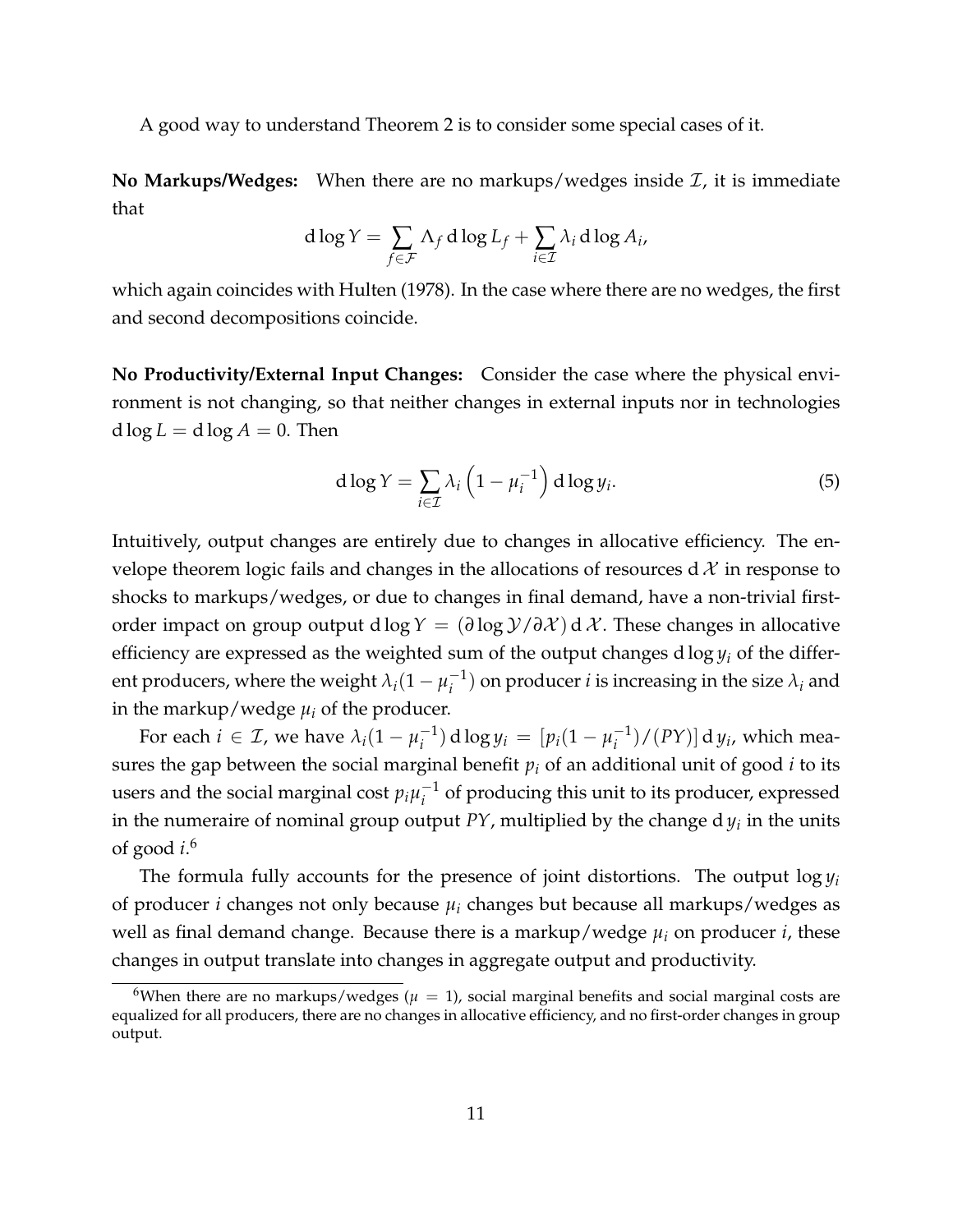A good way to understand Theorem 2 is to consider some special cases of it.

**No Markups/Wedges:** When there are no markups/wedges inside $\mathcal{I}$, it is immediate that

$$\mathrm{d}\log Y = \sum_{f\in\mathcal{F}} \Lambda_f \,\mathrm{d}\log L_f + \sum_{i\in\mathcal{I}} \lambda_i \,\mathrm{d}\log A_i,$$

which again coincides with Hulten (1978). In the case where there are no wedges, the first and second decompositions coincide.

**No Productivity/External Input Changes:** Consider the case where the physical environment is not changing, so that neither changes in external inputs nor in technologies $\mathrm{d}\log L = \mathrm{d}\log A = 0$. Then

$$\mathrm{d}\log Y = \sum_{i\in\mathcal{I}} \lambda_i \left(1 - \mu_i^{-1}\right) \mathrm{d}\log y_i. \tag{5}$$

Intuitively, output changes are entirely due to changes in allocative efficiency. The envelope theorem logic fails and changes in the allocations of resources $\mathrm{d}\,\mathcal{X}$ in response to shocks to markups/wedges, or due to changes in final demand, have a non-trivial first-order impact on group output $\mathrm{d}\log Y = (\partial \log \mathcal{Y}/\partial \mathcal{X})\,\mathrm{d}\,\mathcal{X}$. These changes in allocative efficiency are expressed as the weighted sum of the output changes $\mathrm{d}\log y_i$ of the different producers, where the weight $\lambda_i(1-\mu_i^{-1})$ on producer $i$ is increasing in the size $\lambda_i$ and in the markup/wedge $\mu_i$ of the producer.

For each $i \in \mathcal{I}$, we have $\lambda_i(1-\mu_i^{-1})\,\mathrm{d}\log y_i = [p_i(1-\mu_i^{-1})/(PY)]\,\mathrm{d}\,y_i$, which measures the gap between the social marginal benefit $p_i$ of an additional unit of good $i$ to its users and the social marginal cost $p_i\mu_i^{-1}$ of producing this unit to its producer, expressed in the numeraire of nominal group output $PY$, multiplied by the change $\mathrm{d}\,y_i$ in the units of good $i$.[6]

The formula fully accounts for the presence of joint distortions. The output $\log y_i$ of producer $i$ changes not only because $\mu_i$ changes but because all markups/wedges as well as final demand change. Because there is a markup/wedge $\mu_i$ on producer $i$, these changes in output translate into changes in aggregate output and productivity.

[6] When there are no markups/wedges ($\mu = 1$), social marginal benefits and social marginal costs are equalized for all producers, there are no changes in allocative efficiency, and no first-order changes in group output.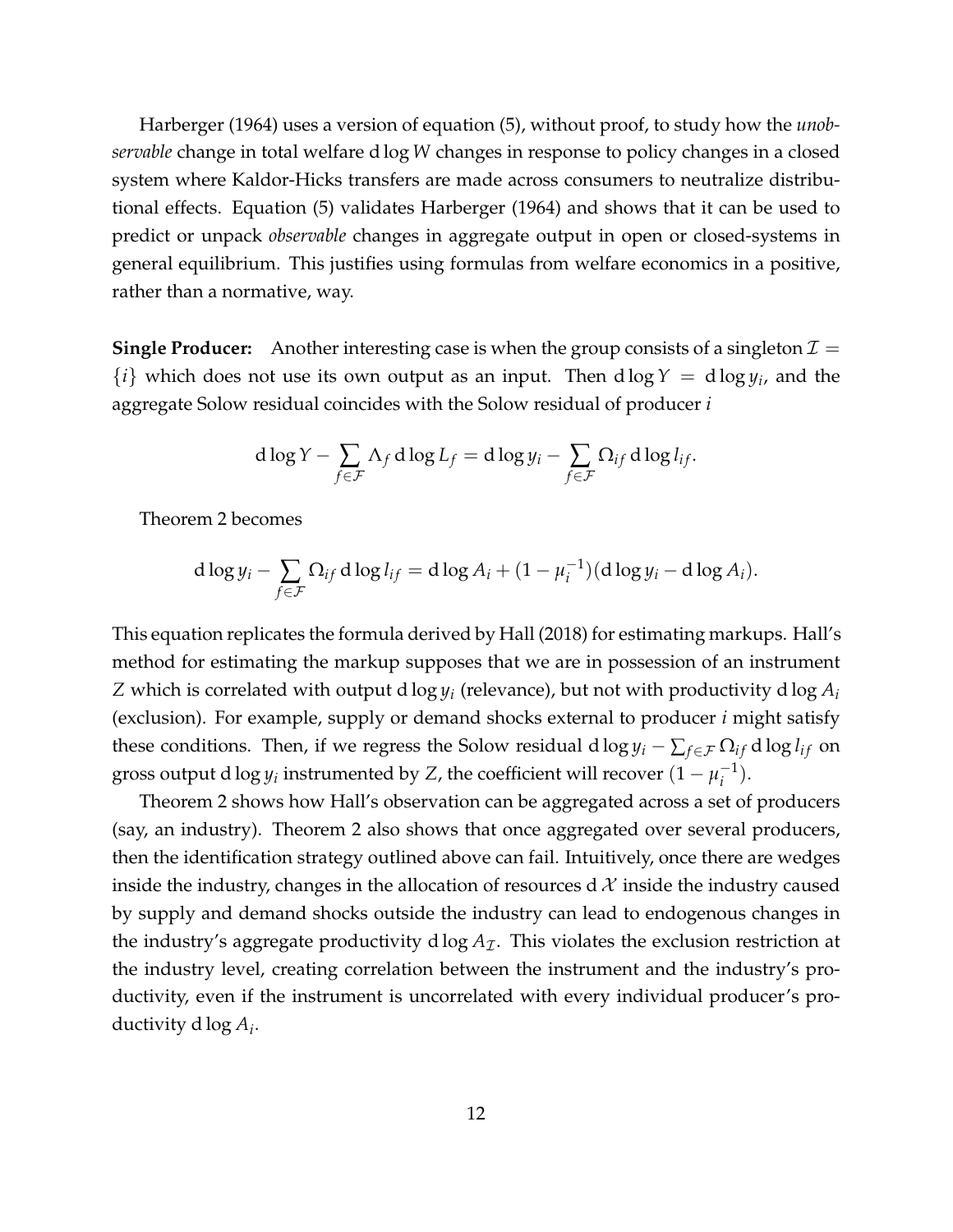Harberger (1964) uses a version of equation (5), without proof, to study how the *unobservable* change in total welfare $\mathrm{d}\log W$ changes in response to policy changes in a closed system where Kaldor-Hicks transfers are made across consumers to neutralize distributional effects. Equation (5) validates Harberger (1964) and shows that it can be used to predict or unpack *observable* changes in aggregate output in open or closed-systems in general equilibrium. This justifies using formulas from welfare economics in a positive, rather than a normative, way.

**Single Producer:** Another interesting case is when the group consists of a singleton $\mathcal{I} = \{i\}$ which does not use its own output as an input. Then $\mathrm{d}\log Y = \mathrm{d}\log y_i$, and the aggregate Solow residual coincides with the Solow residual of producer $i$

$$\mathrm{d}\log Y - \sum_{f \in \mathcal{F}} \Lambda_f \, \mathrm{d}\log L_f = \mathrm{d}\log y_i - \sum_{f \in \mathcal{F}} \Omega_{if} \, \mathrm{d}\log l_{if}.$$

Theorem 2 becomes

$$\mathrm{d}\log y_i - \sum_{f \in \mathcal{F}} \Omega_{if} \, \mathrm{d}\log l_{if} = \mathrm{d}\log A_i + (1 - \mu_i^{-1})(\mathrm{d}\log y_i - \mathrm{d}\log A_i).$$

This equation replicates the formula derived by Hall (2018) for estimating markups. Hall's method for estimating the markup supposes that we are in possession of an instrument $Z$ which is correlated with output $\mathrm{d}\log y_i$ (relevance), but not with productivity $\mathrm{d}\log A_i$ (exclusion). For example, supply or demand shocks external to producer $i$ might satisfy these conditions. Then, if we regress the Solow residual $\mathrm{d}\log y_i - \sum_{f \in \mathcal{F}} \Omega_{if} \, \mathrm{d}\log l_{if}$ on gross output $\mathrm{d}\log y_i$ instrumented by $Z$, the coefficient will recover $(1 - \mu_i^{-1})$.

Theorem 2 shows how Hall's observation can be aggregated across a set of producers (say, an industry). Theorem 2 also shows that once aggregated over several producers, then the identification strategy outlined above can fail. Intuitively, once there are wedges inside the industry, changes in the allocation of resources $\mathrm{d}\,\mathcal{X}$ inside the industry caused by supply and demand shocks outside the industry can lead to endogenous changes in the industry's aggregate productivity $\mathrm{d}\log A_{\mathcal{I}}$. This violates the exclusion restriction at the industry level, creating correlation between the instrument and the industry's productivity, even if the instrument is uncorrelated with every individual producer's productivity $\mathrm{d}\log A_i$.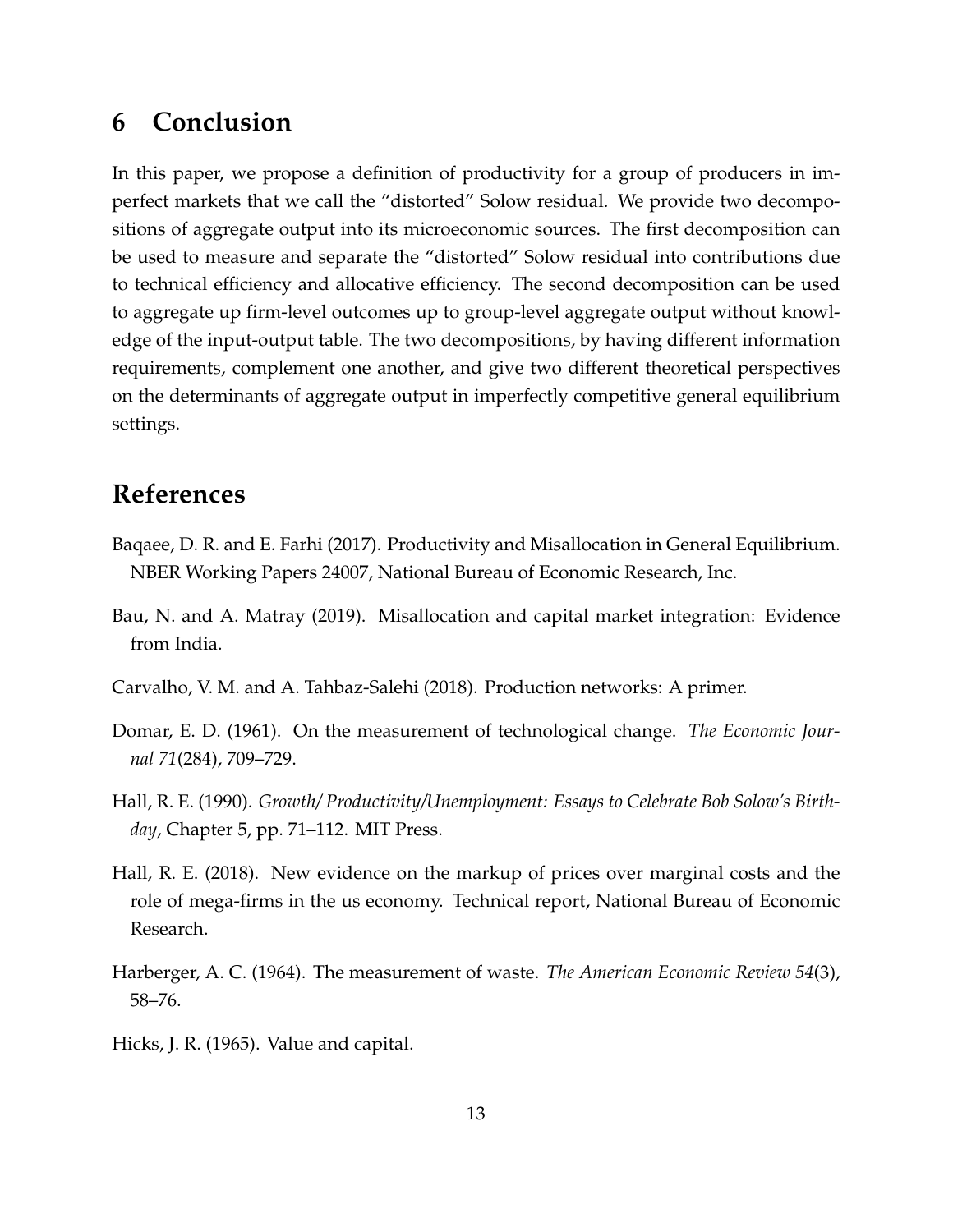# 6 Conclusion

In this paper, we propose a definition of productivity for a group of producers in imperfect markets that we call the "distorted" Solow residual. We provide two decompositions of aggregate output into its microeconomic sources. The first decomposition can be used to measure and separate the "distorted" Solow residual into contributions due to technical efficiency and allocative efficiency. The second decomposition can be used to aggregate up firm-level outcomes up to group-level aggregate output without knowledge of the input-output table. The two decompositions, by having different information requirements, complement one another, and give two different theoretical perspectives on the determinants of aggregate output in imperfectly competitive general equilibrium settings.

# References

Baqaee, D. R. and E. Farhi (2017). Productivity and Misallocation in General Equilibrium. NBER Working Papers 24007, National Bureau of Economic Research, Inc.

Bau, N. and A. Matray (2019). Misallocation and capital market integration: Evidence from India.

Carvalho, V. M. and A. Tahbaz-Salehi (2018). Production networks: A primer.

Domar, E. D. (1961). On the measurement of technological change. *The Economic Journal 71*(284), 709–729.

Hall, R. E. (1990). *Growth/ Productivity/Unemployment: Essays to Celebrate Bob Solow's Birthday*, Chapter 5, pp. 71–112. MIT Press.

Hall, R. E. (2018). New evidence on the markup of prices over marginal costs and the role of mega-firms in the us economy. Technical report, National Bureau of Economic Research.

Harberger, A. C. (1964). The measurement of waste. *The American Economic Review 54*(3), 58–76.

Hicks, J. R. (1965). Value and capital.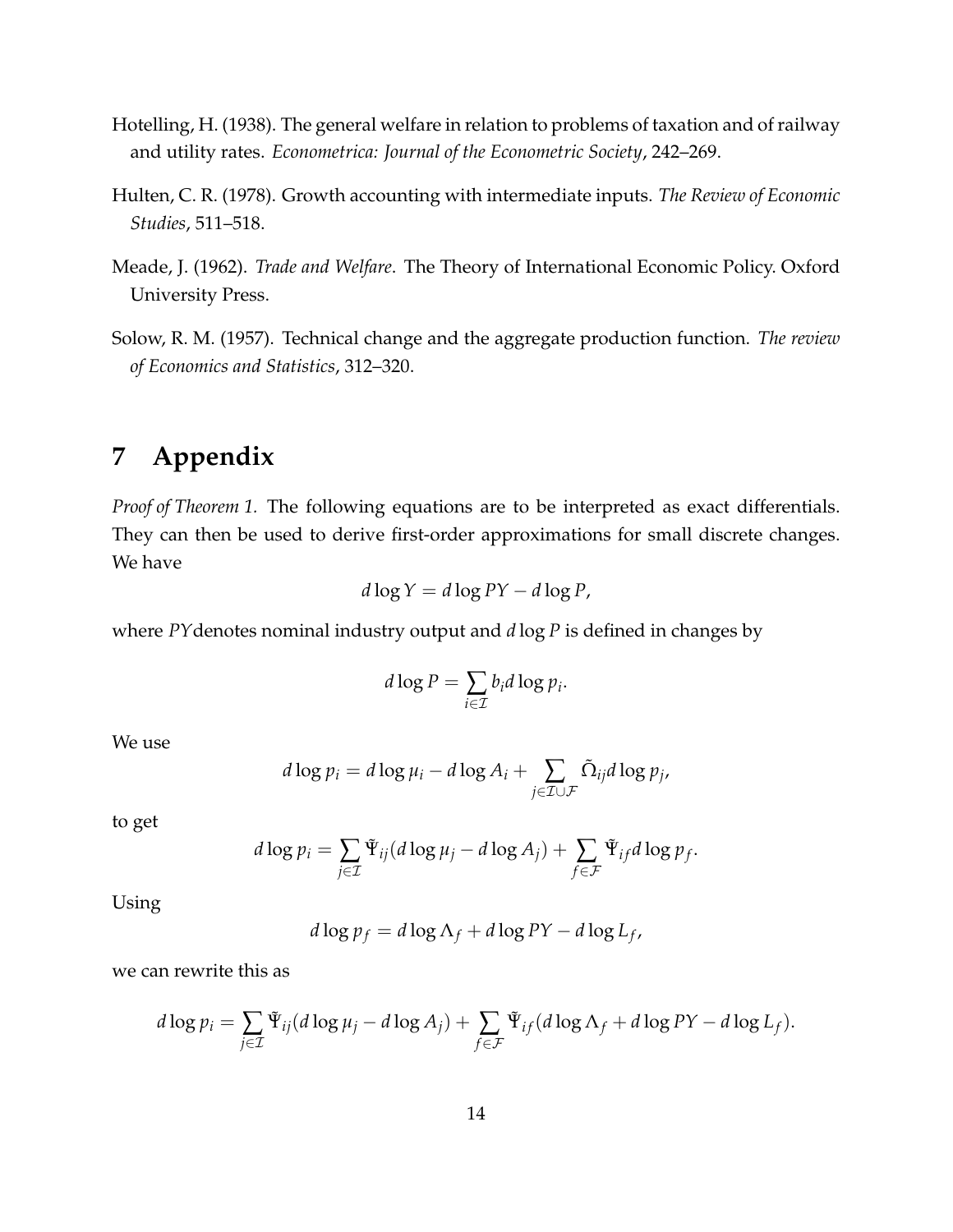Hotelling, H. (1938). The general welfare in relation to problems of taxation and of railway and utility rates. *Econometrica: Journal of the Econometric Society*, 242–269.

Hulten, C. R. (1978). Growth accounting with intermediate inputs. *The Review of Economic Studies*, 511–518.

Meade, J. (1962). *Trade and Welfare*. The Theory of International Economic Policy. Oxford University Press.

Solow, R. M. (1957). Technical change and the aggregate production function. *The review of Economics and Statistics*, 312–320.

# 7 Appendix

*Proof of Theorem 1.* The following equations are to be interpreted as exact differentials. They can then be used to derive first-order approximations for small discrete changes. We have

$$d \log Y = d \log PY - d \log P,$$

where $PY$ denotes nominal industry output and $d \log P$ is defined in changes by

$$d \log P = \sum_{i \in \mathcal{I}} b_i d \log p_i.$$

We use

$$d \log p_i = d \log \mu_i - d \log A_i + \sum_{j \in \mathcal{I} \cup \mathcal{F}} \tilde{\Omega}_{ij} d \log p_j,$$

to get

$$d \log p_i = \sum_{j \in \mathcal{I}} \tilde{\Psi}_{ij} (d \log \mu_j - d \log A_j) + \sum_{f \in \mathcal{F}} \tilde{\Psi}_{if} d \log p_f.$$

Using

$$d \log p_f = d \log \Lambda_f + d \log PY - d \log L_f,$$

we can rewrite this as

$$d \log p_i = \sum_{j \in \mathcal{I}} \tilde{\Psi}_{ij} (d \log \mu_j - d \log A_j) + \sum_{f \in \mathcal{F}} \tilde{\Psi}_{if} (d \log \Lambda_f + d \log PY - d \log L_f).$$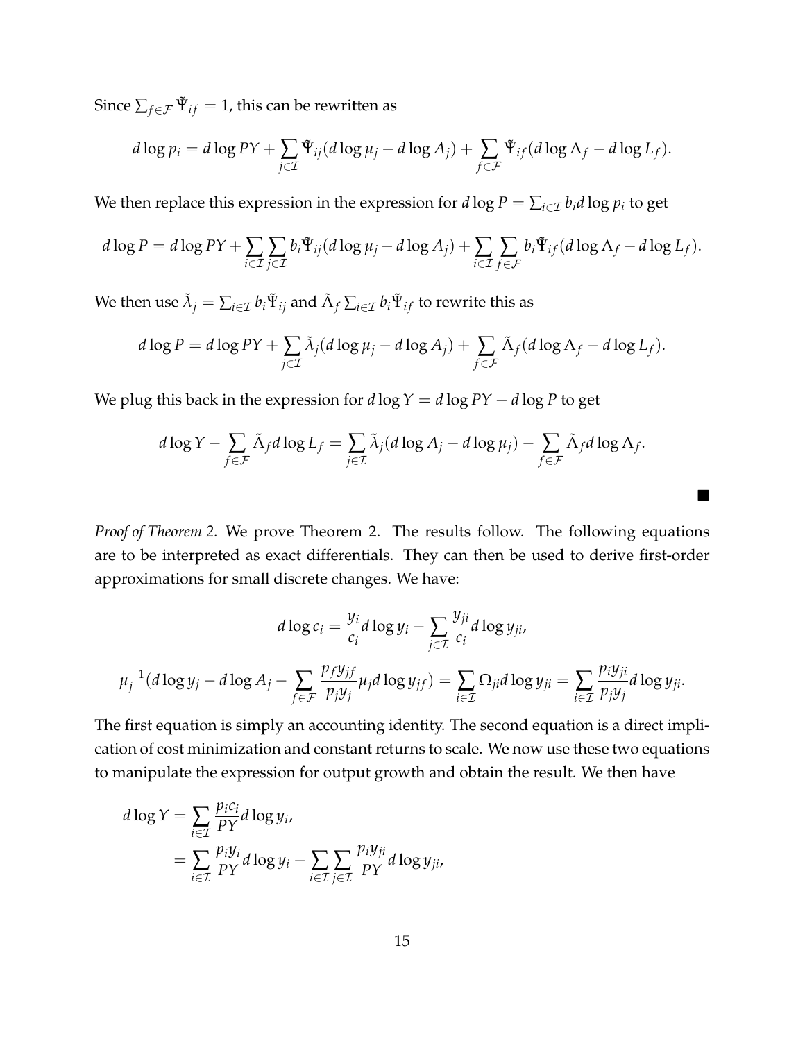Since $\sum_{f \in \mathcal{F}} \tilde{\Psi}_{if} = 1$, this can be rewritten as

$$d \log p_i = d \log PY + \sum_{j \in \mathcal{I}} \tilde{\Psi}_{ij} (d \log \mu_j - d \log A_j) + \sum_{f \in \mathcal{F}} \tilde{\Psi}_{if} (d \log \Lambda_f - d \log L_f).$$

We then replace this expression in the expression for $d \log P = \sum_{i \in \mathcal{I}} b_i d \log p_i$ to get

$$d \log P = d \log PY + \sum_{i \in \mathcal{I}} \sum_{j \in \mathcal{I}} b_i \tilde{\Psi}_{ij} (d \log \mu_j - d \log A_j) + \sum_{i \in \mathcal{I}} \sum_{f \in \mathcal{F}} b_i \tilde{\Psi}_{if} (d \log \Lambda_f - d \log L_f).$$

We then use $\tilde{\lambda}_j = \sum_{i \in \mathcal{I}} b_i \tilde{\Psi}_{ij}$ and $\tilde{\Lambda}_f \sum_{i \in \mathcal{I}} b_i \tilde{\Psi}_{if}$ to rewrite this as

$$d \log P = d \log PY + \sum_{j \in \mathcal{I}} \tilde{\lambda}_j (d \log \mu_j - d \log A_j) + \sum_{f \in \mathcal{F}} \tilde{\Lambda}_f (d \log \Lambda_f - d \log L_f).$$

We plug this back in the expression for $d \log Y = d \log PY - d \log P$ to get

$$d \log Y - \sum_{f \in \mathcal{F}} \tilde{\Lambda}_f d \log L_f = \sum_{j \in \mathcal{I}} \tilde{\lambda}_j (d \log A_j - d \log \mu_j) - \sum_{f \in \mathcal{F}} \tilde{\Lambda}_f d \log \Lambda_f.$$

■

*Proof of Theorem 2.* We prove Theorem 2. The results follow. The following equations are to be interpreted as exact differentials. They can then be used to derive first-order approximations for small discrete changes. We have:

$$d \log c_i = \frac{y_i}{c_i} d \log y_i - \sum_{j \in \mathcal{I}} \frac{y_{ji}}{c_i} d \log y_{ji},$$

$$\mu_j^{-1} (d \log y_j - d \log A_j - \sum_{f \in \mathcal{F}} \frac{p_f y_{jf}}{p_j y_j} \mu_j d \log y_{jf}) = \sum_{i \in \mathcal{I}} \Omega_{ji} d \log y_{ji} = \sum_{i \in \mathcal{I}} \frac{p_i y_{ji}}{p_j y_j} d \log y_{ji}.$$

The first equation is simply an accounting identity. The second equation is a direct implication of cost minimization and constant returns to scale. We now use these two equations to manipulate the expression for output growth and obtain the result. We then have

$$\begin{aligned}
d \log Y &= \sum_{i \in \mathcal{I}} \frac{p_i c_i}{PY} d \log y_i, \\
&= \sum_{i \in \mathcal{I}} \frac{p_i y_i}{PY} d \log y_i - \sum_{i \in \mathcal{I}} \sum_{j \in \mathcal{I}} \frac{p_i y_{ji}}{PY} d \log y_{ji},
\end{aligned}$$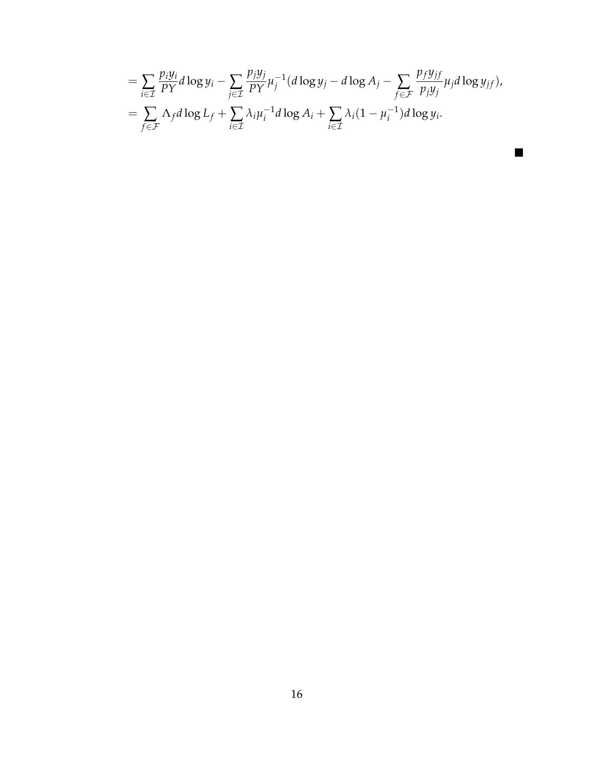$$
\begin{aligned}
&= \sum_{i\in\mathcal{I}} \frac{p_i y_i}{PY} d\log y_i - \sum_{j\in\mathcal{I}} \frac{p_j y_j}{PY} \mu_j^{-1} (d\log y_j - d\log A_j - \sum_{f\in\mathcal{F}} \frac{p_f y_{jf}}{p_j y_j} \mu_j d\log y_{jf}), \\
&= \sum_{f\in\mathcal{F}} \Lambda_f d\log L_f + \sum_{i\in\mathcal{I}} \lambda_i \mu_i^{-1} d\log A_i + \sum_{i\in\mathcal{I}} \lambda_i (1-\mu_i^{-1}) d\log y_i.
\end{aligned}
$$

■